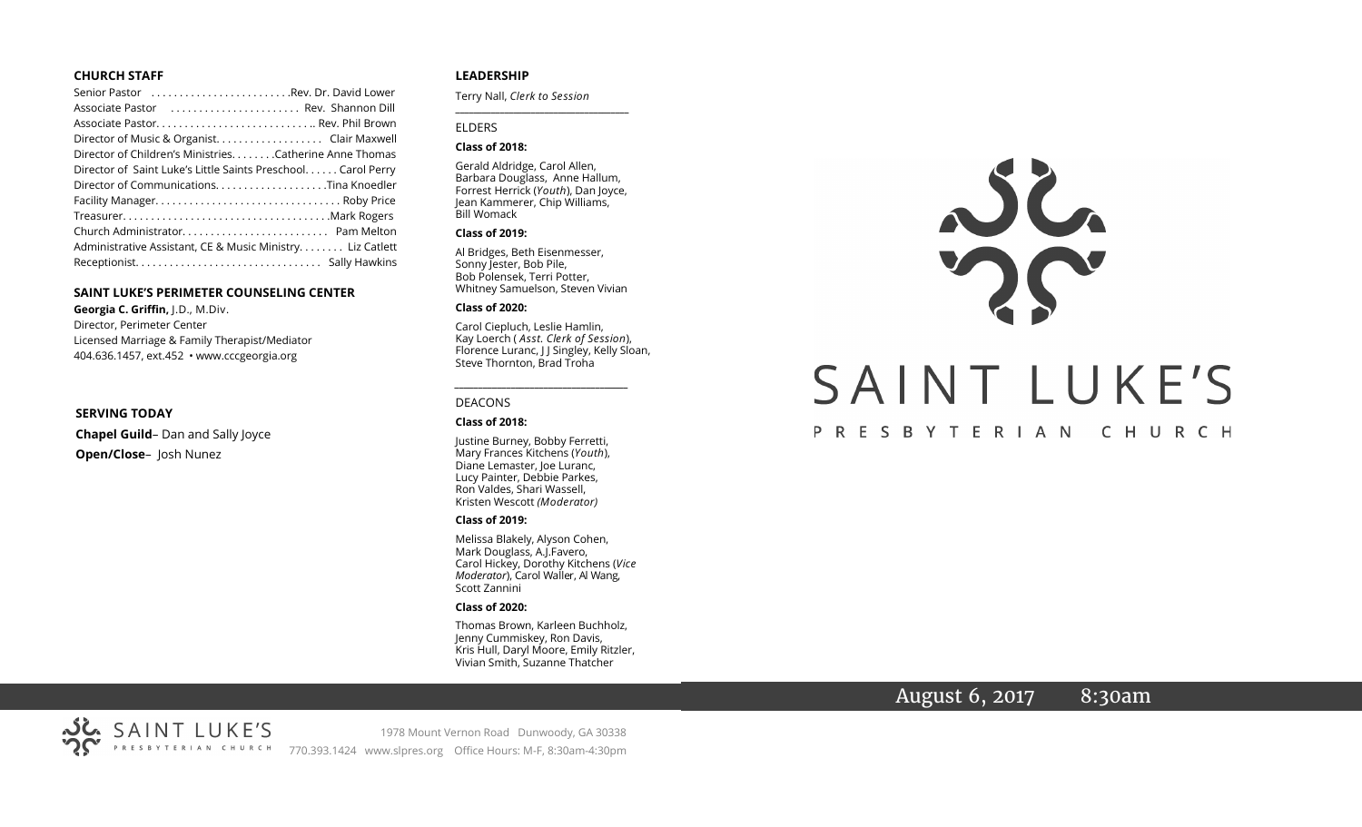## CHURCH STAFF

Senior Pastor . . . . . . . . . . . . . . . . . . . . . . . .Rev. Dr. David Lower
Associate Pastor . . . . . . . . . . . . . . . . . . . . . . Rev. Shannon Dill
Associate Pastor. . . . . . . . . . . . . . . . . . . . . . . . . . .. Rev. Phil Brown
Director of Music & Organist. . . . . . . . . . . . . . . . . . Clair Maxwell
Director of Children's Ministries. . . . . . . .Catherine Anne Thomas
Director of Saint Luke's Little Saints Preschool. . . . . . Carol Perry
Director of Communications. . . . . . . . . . . . . . . . . . . .Tina Knoedler
Facility Manager. . . . . . . . . . . . . . . . . . . . . . . . . . . . . . . . Roby Price
Treasurer. . . . . . . . . . . . . . . . . . . . . . . . . . . . . . . . . . . .Mark Rogers
Church Administrator. . . . . . . . . . . . . . . . . . . . . . . . . Pam Melton
Administrative Assistant, CE & Music Ministry. . . . . . . Liz Catlett
Receptionist. . . . . . . . . . . . . . . . . . . . . . . . . . . . . . . . Sally Hawkins

## SAINT LUKE'S PERIMETER COUNSELING CENTER

**Georgia C. Griffin,** J.D., M.Div.
Director, Perimeter Center
Licensed Marriage & Family Therapist/Mediator
404.636.1457, ext.452 • www.cccgeorgia.org

## SERVING TODAY

**Chapel Guild**– Dan and Sally Joyce
**Open/Close**– Josh Nunez

## LEADERSHIP

Terry Nall, *Clerk to Session*

### ELDERS

**Class of 2018:**

Gerald Aldridge, Carol Allen, Barbara Douglass, Anne Hallum, Forrest Herrick (*Youth*), Dan Joyce, Jean Kammerer, Chip Williams, Bill Womack

**Class of 2019:**

Al Bridges, Beth Eisenmesser, Sonny Jester, Bob Pile, Bob Polensek, Terri Potter, Whitney Samuelson, Steven Vivian

**Class of 2020:**

Carol Ciepluch, Leslie Hamlin, Kay Loerch ( *Asst. Clerk of Session*), Florence Luranc, J J Singley, Kelly Sloan, Steve Thornton, Brad Troha

### DEACONS

**Class of 2018:**

Justine Burney, Bobby Ferretti, Mary Frances Kitchens (*Youth*), Diane Lemaster, Joe Luranc, Lucy Painter, Debbie Parkes, Ron Valdes, Shari Wassell, Kristen Wescott *(Moderator)*

**Class of 2019:**

Melissa Blakely, Alyson Cohen, Mark Douglass, A.J.Favero, Carol Hickey, Dorothy Kitchens (*Vice Moderator*), Carol Waller, Al Wang, Scott Zannini

**Class of 2020:**

Thomas Brown, Karleen Buchholz, Jenny Cummiskey, Ron Davis, Kris Hull, Daryl Moore, Emily Ritzler, Vivian Smith, Suzanne Thatcher

# SAINT LUKE'S
PRESBYTERIAN CHURCH

August 6, 2017 8:30am

SAINT LUKE'S PRESBYTERIAN CHURCH
1978 Mount Vernon Road Dunwoody, GA 30338
770.393.1424 www.slpres.org Office Hours: M-F, 8:30am-4:30pm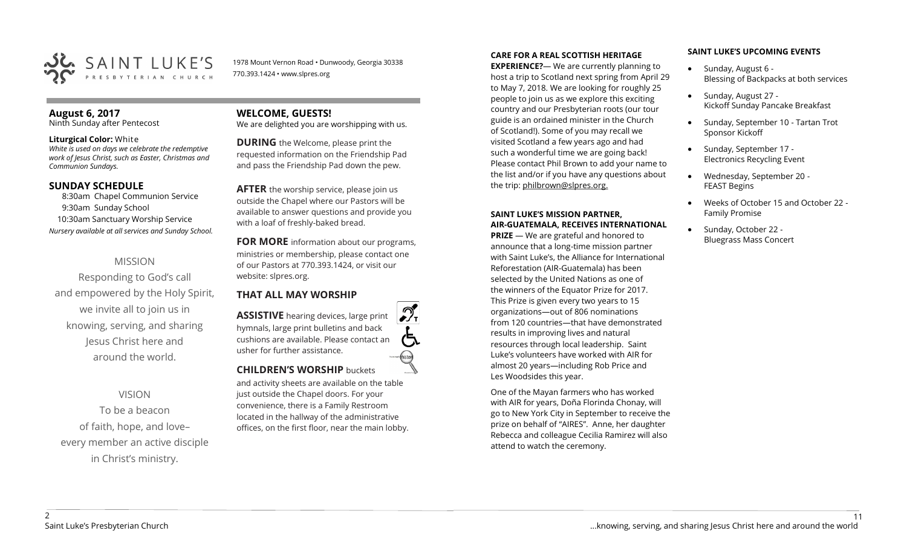SAINT LUKE'S PRESBYTERIAN CHURCH

1978 Mount Vernon Road • Dunwoody, Georgia 30338
770.393.1424 • www.slpres.org

## August 6, 2017

Ninth Sunday after Pentecost

**Liturgical Color:** White

*White is used on days we celebrate the redemptive work of Jesus Christ, such as Easter, Christmas and Communion Sundays.*

## SUNDAY SCHEDULE

8:30am Chapel Communion Service
9:30am Sunday School
10:30am Sanctuary Worship Service

*Nursery available at all services and Sunday School.*

### MISSION

Responding to God's call and empowered by the Holy Spirit, we invite all to join us in knowing, serving, and sharing Jesus Christ here and around the world.

### VISION

To be a beacon of faith, hope, and love– every member an active disciple in Christ's ministry.

## WELCOME, GUESTS!

We are delighted you are worshipping with us.

**DURING** the Welcome, please print the requested information on the Friendship Pad and pass the Friendship Pad down the pew.

**AFTER** the worship service, please join us outside the Chapel where our Pastors will be available to answer questions and provide you with a loaf of freshly-baked bread.

**FOR MORE** information about our programs, ministries or membership, please contact one of our Pastors at 770.393.1424, or visit our website: slpres.org.

## THAT ALL MAY WORSHIP

**ASSISTIVE** hearing devices, large print hymnals, large print bulletins and back cushions are available. Please contact an usher for further assistance.

**CHILDREN'S WORSHIP** buckets and activity sheets are available on the table just outside the Chapel doors. For your convenience, there is a Family Restroom located in the hallway of the administrative offices, on the first floor, near the main lobby.

**CARE FOR A REAL SCOTTISH HERITAGE EXPERIENCE?**— We are currently planning to host a trip to Scotland next spring from April 29 to May 7, 2018. We are looking for roughly 25 people to join us as we explore this exciting country and our Presbyterian roots (our tour guide is an ordained minister in the Church of Scotland!). Some of you may recall we visited Scotland a few years ago and had such a wonderful time we are going back! Please contact Phil Brown to add your name to the list and/or if you have any questions about the trip: philbrown@slpres.org.

**SAINT LUKE'S MISSION PARTNER, AIR-GUATEMALA, RECEIVES INTERNATIONAL PRIZE** — We are grateful and honored to announce that a long-time mission partner with Saint Luke's, the Alliance for International Reforestation (AIR-Guatemala) has been selected by the United Nations as one of the winners of the Equator Prize for 2017. This Prize is given every two years to 15 organizations—out of 806 nominations from 120 countries—that have demonstrated results in improving lives and natural resources through local leadership. Saint Luke's volunteers have worked with AIR for almost 20 years—including Rob Price and Les Woodsides this year.

One of the Mayan farmers who has worked with AIR for years, Doña Florinda Chonay, will go to New York City in September to receive the prize on behalf of "AIRES". Anne, her daughter Rebecca and colleague Cecilia Ramirez will also attend to watch the ceremony.

**SAINT LUKE'S UPCOMING EVENTS**

- Sunday, August 6 - Blessing of Backpacks at both services
- Sunday, August 27 - Kickoff Sunday Pancake Breakfast
- Sunday, September 10 - Tartan Trot Sponsor Kickoff
- Sunday, September 17 - Electronics Recycling Event
- Wednesday, September 20 - FEAST Begins
- Weeks of October 15 and October 22 - Family Promise
- Sunday, October 22 - Bluegrass Mass Concert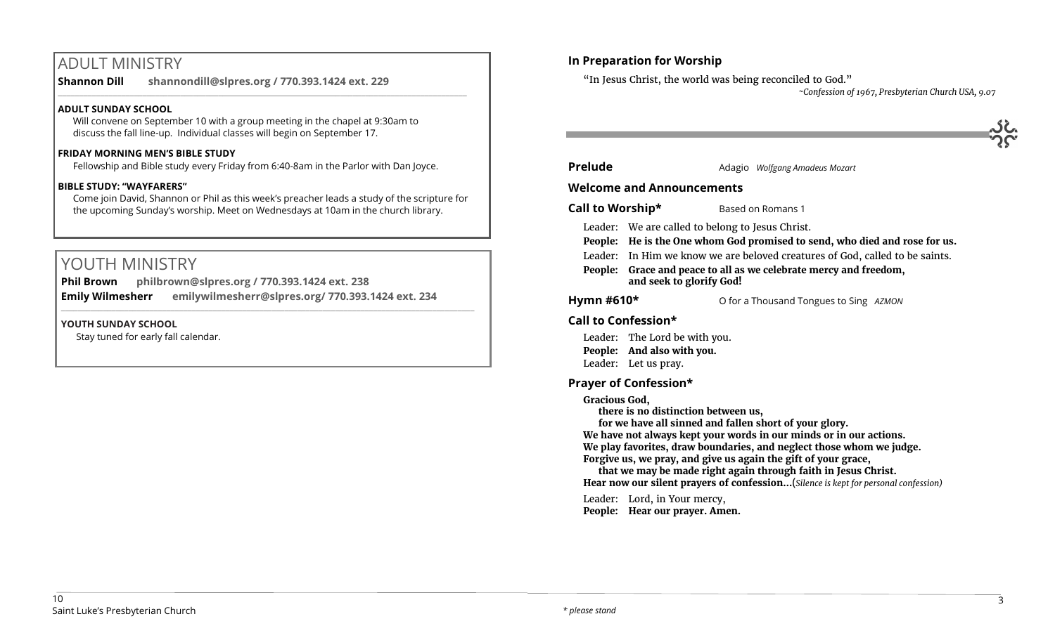# ADULT MINISTRY

**Shannon Dill** **shannondill@slpres.org / 770.393.1424 ext. 229**

**ADULT SUNDAY SCHOOL**

Will convene on September 10 with a group meeting in the chapel at 9:30am to discuss the fall line-up. Individual classes will begin on September 17.

**FRIDAY MORNING MEN'S BIBLE STUDY**

Fellowship and Bible study every Friday from 6:40-8am in the Parlor with Dan Joyce.

**BIBLE STUDY: "WAYFARERS"**

Come join David, Shannon or Phil as this week's preacher leads a study of the scripture for the upcoming Sunday's worship. Meet on Wednesdays at 10am in the church library.

# YOUTH MINISTRY

**Phil Brown** **philbrown@slpres.org / 770.393.1424 ext. 238**

**Emily Wilmesherr** **emilywilmesherr@slpres.org/ 770.393.1424 ext. 234**

**YOUTH SUNDAY SCHOOL**

Stay tuned for early fall calendar.

## In Preparation for Worship

"In Jesus Christ, the world was being reconciled to God."

*~Confession of 1967, Presbyterian Church USA, 9.07*

**Prelude** Adagio *Wolfgang Amadeus Mozart*

**Welcome and Announcements**

**Call to Worship*** Based on Romans 1

Leader: We are called to belong to Jesus Christ.

**People: He is the One whom God promised to send, who died and rose for us.**

Leader: In Him we know we are beloved creatures of God, called to be saints.

**People: Grace and peace to all as we celebrate mercy and freedom, and seek to glorify God!**

**Hymn #610*** O for a Thousand Tongues to Sing *AZMON*

**Call to Confession***

Leader: The Lord be with you.

**People: And also with you.**

Leader: Let us pray.

**Prayer of Confession***

**Gracious God,**
**there is no distinction between us,**
**for we have all sinned and fallen short of your glory.**
**We have not always kept your words in our minds or in our actions.**
**We play favorites, draw boundaries, and neglect those whom we judge.**
**Forgive us, we pray, and give us again the gift of your grace,**
**that we may be made right again through faith in Jesus Christ.**
**Hear now our silent prayers of confession…**(*Silence is kept for personal confession)*

Leader: Lord, in Your mercy,

**People: Hear our prayer. Amen.**

*\* please stand*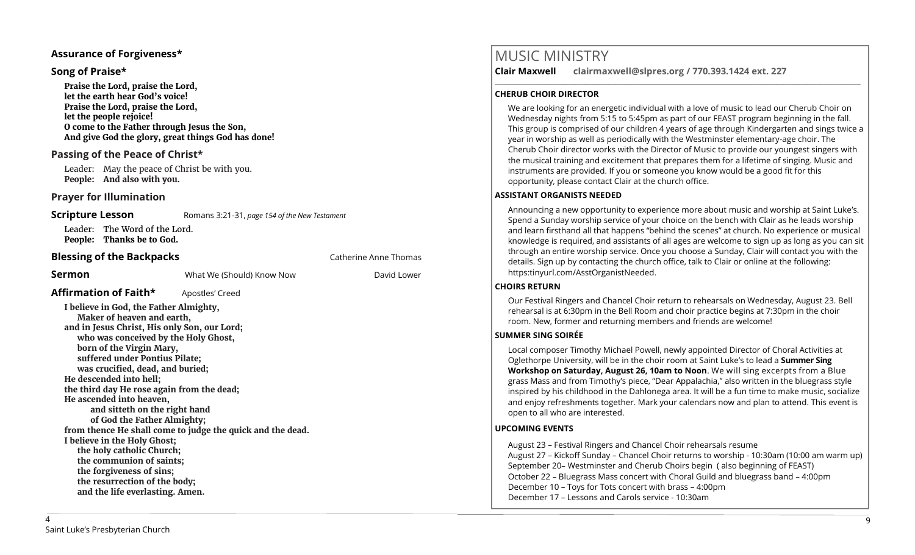### Assurance of Forgiveness*

### Song of Praise*

**Praise the Lord, praise the Lord,**
**let the earth hear God's voice!**
**Praise the Lord, praise the Lord,**
**let the people rejoice!**
**O come to the Father through Jesus the Son,**
**And give God the glory, great things God has done!**

### Passing of the Peace of Christ*

Leader: May the peace of Christ be with you.
**People: And also with you.**

### Prayer for Illumination

### Scripture Lesson

Romans 3:21-31, *page 154 of the New Testament*

Leader: The Word of the Lord.
**People: Thanks be to God.**

### Blessing of the Backpacks

Catherine Anne Thomas

### Sermon

What We (Should) Know Now — David Lower

### Affirmation of Faith*

Apostles' Creed

**I believe in God, the Father Almighty,**
**Maker of heaven and earth,**
**and in Jesus Christ, His only Son, our Lord;**
**who was conceived by the Holy Ghost,**
**born of the Virgin Mary,**
**suffered under Pontius Pilate;**
**was crucified, dead, and buried;**
**He descended into hell;**
**the third day He rose again from the dead;**
**He ascended into heaven,**
**and sitteth on the right hand**
**of God the Father Almighty;**
**from thence He shall come to judge the quick and the dead.**
**I believe in the Holy Ghost;**
**the holy catholic Church;**
**the communion of saints;**
**the forgiveness of sins;**
**the resurrection of the body;**
**and the life everlasting. Amen.**

# MUSIC MINISTRY

**Clair Maxwell clairmaxwell@slpres.org / 770.393.1424 ext. 227**

#### CHERUB CHOIR DIRECTOR

We are looking for an energetic individual with a love of music to lead our Cherub Choir on Wednesday nights from 5:15 to 5:45pm as part of our FEAST program beginning in the fall. This group is comprised of our children 4 years of age through Kindergarten and sings twice a year in worship as well as periodically with the Westminster elementary-age choir. The Cherub Choir director works with the Director of Music to provide our youngest singers with the musical training and excitement that prepares them for a lifetime of singing. Music and instruments are provided. If you or someone you know would be a good fit for this opportunity, please contact Clair at the church office.

#### ASSISTANT ORGANISTS NEEDED

Announcing a new opportunity to experience more about music and worship at Saint Luke's. Spend a Sunday worship service of your choice on the bench with Clair as he leads worship and learn firsthand all that happens "behind the scenes" at church. No experience or musical knowledge is required, and assistants of all ages are welcome to sign up as long as you can sit through an entire worship service. Once you choose a Sunday, Clair will contact you with the details. Sign up by contacting the church office, talk to Clair or online at the following: https:tinyurl.com/AsstOrganistNeeded.

#### CHOIRS RETURN

Our Festival Ringers and Chancel Choir return to rehearsals on Wednesday, August 23. Bell rehearsal is at 6:30pm in the Bell Room and choir practice begins at 7:30pm in the choir room. New, former and returning members and friends are welcome!

#### SUMMER SING SOIRÉE

Local composer Timothy Michael Powell, newly appointed Director of Choral Activities at Oglethorpe University, will be in the choir room at Saint Luke's to lead a **Summer Sing Workshop on Saturday, August 26, 10am to Noon**. We will sing excerpts from a Blue grass Mass and from Timothy's piece, "Dear Appalachia," also written in the bluegrass style inspired by his childhood in the Dahlonega area. It will be a fun time to make music, socialize and enjoy refreshments together. Mark your calendars now and plan to attend. This event is open to all who are interested.

#### UPCOMING EVENTS

August 23 – Festival Ringers and Chancel Choir rehearsals resume
August 27 – Kickoff Sunday – Chancel Choir returns to worship - 10:30am (10:00 am warm up)
September 20– Westminster and Cherub Choirs begin ( also beginning of FEAST)
October 22 – Bluegrass Mass concert with Choral Guild and bluegrass band – 4:00pm
December 10 – Toys for Tots concert with brass – 4:00pm
December 17 – Lessons and Carols service - 10:30am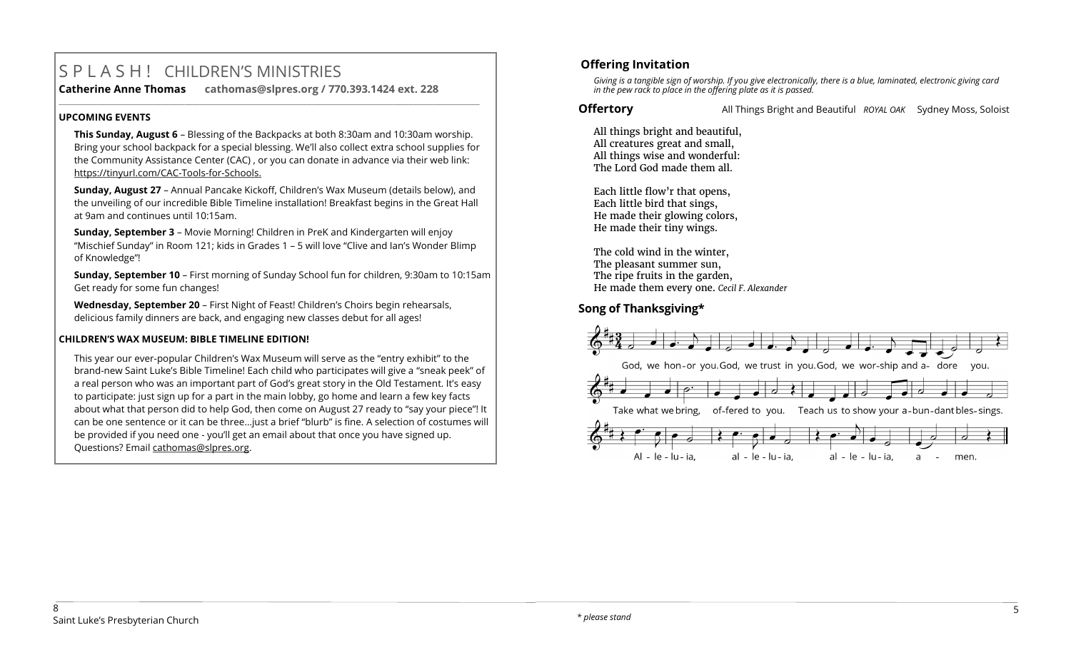# SPLASH! CHILDREN'S MINISTRIES

**Catherine Anne Thomas cathomas@slpres.org / 770.393.1424 ext. 228**

### UPCOMING EVENTS

**This Sunday, August 6** – Blessing of the Backpacks at both 8:30am and 10:30am worship. Bring your school backpack for a special blessing. We'll also collect extra school supplies for the Community Assistance Center (CAC) , or you can donate in advance via their web link: https://tinyurl.com/CAC-Tools-for-Schools.

**Sunday, August 27** – Annual Pancake Kickoff, Children's Wax Museum (details below), and the unveiling of our incredible Bible Timeline installation! Breakfast begins in the Great Hall at 9am and continues until 10:15am.

**Sunday, September 3** – Movie Morning! Children in PreK and Kindergarten will enjoy "Mischief Sunday" in Room 121; kids in Grades 1 – 5 will love "Clive and Ian's Wonder Blimp of Knowledge"!

**Sunday, September 10** – First morning of Sunday School fun for children, 9:30am to 10:15am Get ready for some fun changes!

**Wednesday, September 20** – First Night of Feast! Children's Choirs begin rehearsals, delicious family dinners are back, and engaging new classes debut for all ages!

### CHILDREN'S WAX MUSEUM: BIBLE TIMELINE EDITION!

This year our ever-popular Children's Wax Museum will serve as the "entry exhibit" to the brand-new Saint Luke's Bible Timeline! Each child who participates will give a "sneak peek" of a real person who was an important part of God's great story in the Old Testament. It's easy to participate: just sign up for a part in the main lobby, go home and learn a few key facts about what that person did to help God, then come on August 27 ready to "say your piece"! It can be one sentence or it can be three…just a brief "blurb" is fine. A selection of costumes will be provided if you need one - you'll get an email about that once you have signed up. Questions? Email cathomas@slpres.org.

**Offering Invitation**

*Giving is a tangible sign of worship. If you give electronically, there is a blue, laminated, electronic giving card in the pew rack to place in the offering plate as it is passed.*

**Offertory** All Things Bright and Beautiful *ROYAL OAK* Sydney Moss, Soloist

All things bright and beautiful,
All creatures great and small,
All things wise and wonderful:
The Lord God made them all.

Each little flow'r that opens,
Each little bird that sings,
He made their glowing colors,
He made their tiny wings.

The cold wind in the winter,
The pleasant summer sun,
The ripe fruits in the garden,
He made them every one. *Cecil F. Alexander*

**Song of Thanksgiving***

God, we hon-or you. God, we trust in you. God, we wor-ship and a- dore you.
Take what we bring, of-fered to you. Teach us to show your a-bun-dant bles-sings.
Al - le - lu - ia, al - le - lu - ia, al - le - lu - ia, a - men.

*\* please stand*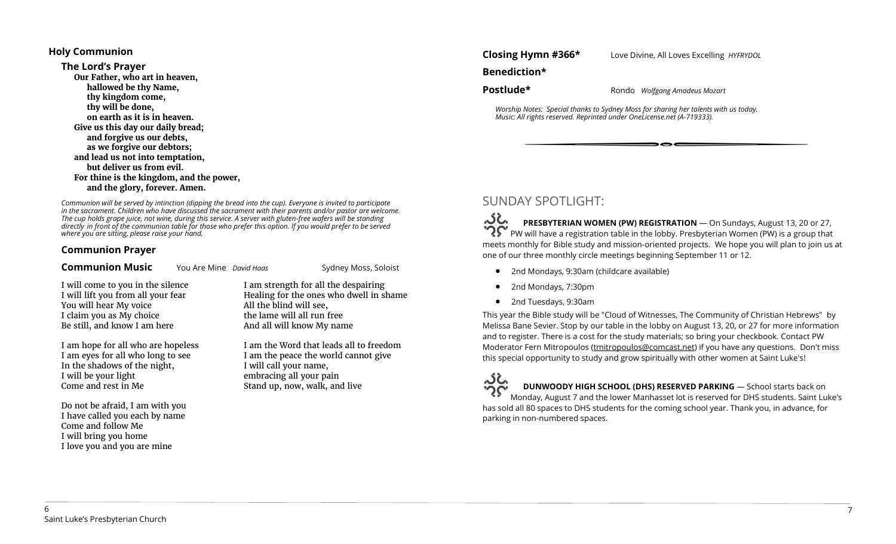## Holy Communion

### The Lord's Prayer

**Our Father, who art in heaven,**
**hallowed be thy Name,**
**thy kingdom come,**
**thy will be done,**
**on earth as it is in heaven.**
**Give us this day our daily bread;**
**and forgive us our debts,**
**as we forgive our debtors;**
**and lead us not into temptation,**
**but deliver us from evil.**
**For thine is the kingdom, and the power,**
**and the glory, forever. Amen.**

*Communion will be served by intinction (dipping the bread into the cup). Everyone is invited to participate in the sacrament. Children who have discussed the sacrament with their parents and/or pastor are welcome. The cup holds grape juice, not wine, during this service. A server with gluten-free wafers will be standing directly in front of the communion table for those who prefer this option. If you would prefer to be served where you are sitting, please raise your hand.*

### Communion Prayer

**Communion Music** You Are Mine *David Haas* Sydney Moss, Soloist

I will come to you in the silence
I will lift you from all your fear
You will hear My voice
I claim you as My choice
Be still, and know I am here

I am hope for all who are hopeless
I am eyes for all who long to see
In the shadows of the night,
I will be your light
Come and rest in Me

Do not be afraid, I am with you
I have called you each by name
Come and follow Me
I will bring you home
I love you and you are mine

I am strength for all the despairing
Healing for the ones who dwell in shame
All the blind will see,
the lame will all run free
And all will know My name

I am the Word that leads all to freedom
I am the peace the world cannot give
I will call your name,
embracing all your pain
Stand up, now, walk, and live

**Closing Hymn #366\*** Love Divine, All Loves Excelling *HYFRYDOL*

**Benediction\***

**Postlude\*** Rondo *Wolfgang Amadeus Mozart*

*Worship Notes: Special thanks to Sydney Moss for sharing her talents with us today.*
*Music: All rights reserved. Reprinted under OneLicense.net (A-719333).*

## SUNDAY SPOTLIGHT:

**PRESBYTERIAN WOMEN (PW) REGISTRATION** — On Sundays, August 13, 20 or 27, PW will have a registration table in the lobby. Presbyterian Women (PW) is a group that meets monthly for Bible study and mission-oriented projects. We hope you will plan to join us at one of our three monthly circle meetings beginning September 11 or 12.

- 2nd Mondays, 9:30am (childcare available)
- 2nd Mondays, 7:30pm
- 2nd Tuesdays, 9:30am

This year the Bible study will be "Cloud of Witnesses, The Community of Christian Hebrews" by Melissa Bane Sevier. Stop by our table in the lobby on August 13, 20, or 27 for more information and to register. There is a cost for the study materials; so bring your checkbook. Contact PW Moderator Fern Mitropoulos (tmitropoulos@comcast.net) if you have any questions. Don't miss this special opportunity to study and grow spiritually with other women at Saint Luke's!

**DUNWOODY HIGH SCHOOL (DHS) RESERVED PARKING** — School starts back on Monday, August 7 and the lower Manhasset lot is reserved for DHS students. Saint Luke's has sold all 80 spaces to DHS students for the coming school year. Thank you, in advance, for parking in non-numbered spaces.